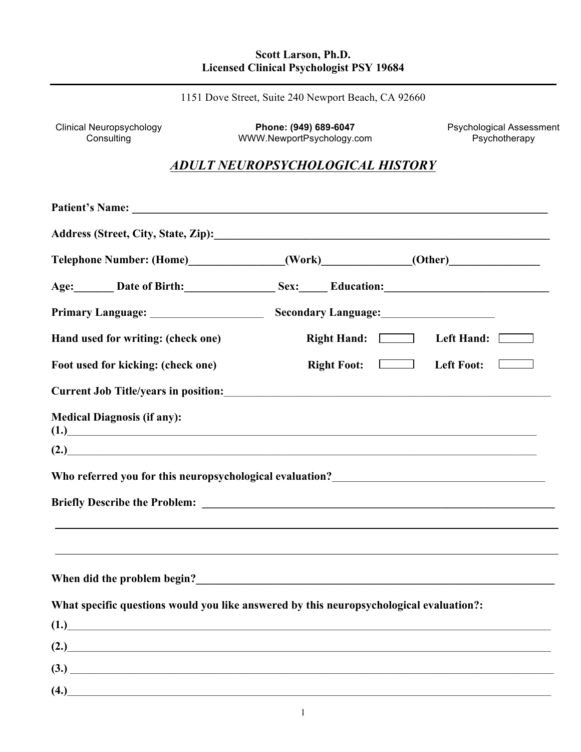**Scott Larson, Ph.D.**
**Licensed Clinical Psychologist PSY 19684**

---

1151 Dove Street, Suite 240 Newport Beach, CA 92660

Clinical Neuropsychology
Consulting

**Phone: (949) 689-6047**
WWW.NewportPsychology.com

Psychological Assessment
Psychotherapy

# ***ADULT NEUROPSYCHOLOGICAL HISTORY***

**Patient's Name:** ____________________________________________________________________________

**Address (Street, City, State, Zip):**_____________________________________________________________

**Telephone Number: (Home)**________________**(Work)**_______________**(Other)**________________

**Age:**_______ **Date of Birth:**________________ **Sex:**_____ **Education:**____________________________

**Primary Language:** ____________________ **Secondary Language:**____________________

**Hand used for writing: (check one)** **Right Hand:** ☐ **Left Hand:** ☐

**Foot used for kicking: (check one)** **Right Foot:** ☐ **Left Foot:** ☐

**Current Job Title/years in position:**____________________________________________________________

**Medical Diagnosis (if any):**

**(1.)**___________________________________________________________________________________

**(2.)**___________________________________________________________________________________

**Who referred you for this neuropsychological evaluation?**______________________________________

**Briefly Describe the Problem:** ________________________________________________________________

______________________________________________________________________________________________

______________________________________________________________________________________________

**When did the problem begin?**__________________________________________________________________

**What specific questions would you like answered by this neuropsychological evaluation?:**

**(1.)**___________________________________________________________________________________

**(2.)**___________________________________________________________________________________

**(3.)** ___________________________________________________________________________________

**(4.)**___________________________________________________________________________________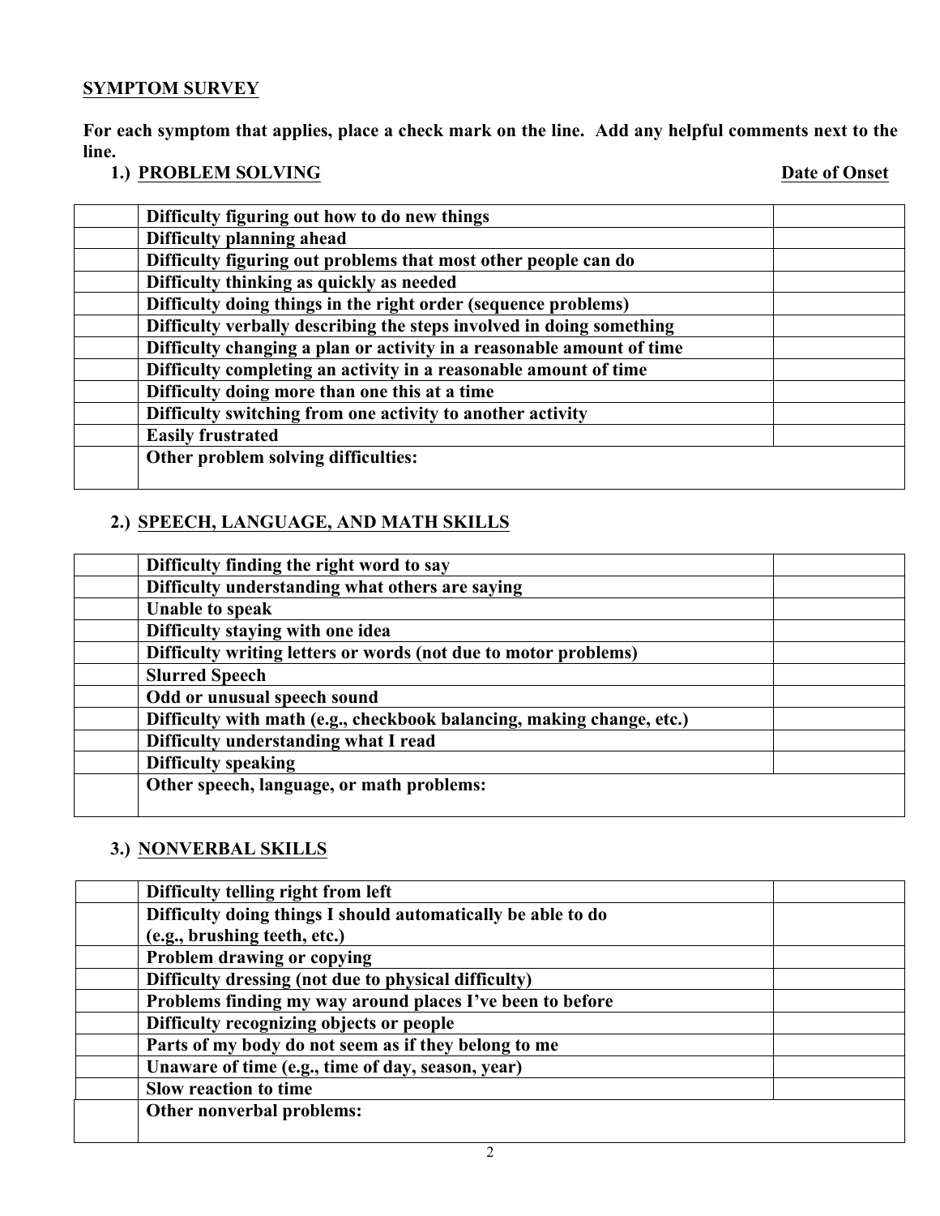## SYMPTOM SURVEY

**For each symptom that applies, place a check mark on the line. Add any helpful comments next to the line.**

### 1.) PROBLEM SOLVING

| | | Date of Onset |
|---|---|---|
| | Difficulty figuring out how to do new things | |
| | Difficulty planning ahead | |
| | Difficulty figuring out problems that most other people can do | |
| | Difficulty thinking as quickly as needed | |
| | Difficulty doing things in the right order (sequence problems) | |
| | Difficulty verbally describing the steps involved in doing something | |
| | Difficulty changing a plan or activity in a reasonable amount of time | |
| | Difficulty completing an activity in a reasonable amount of time | |
| | Difficulty doing more than one this at a time | |
| | Difficulty switching from one activity to another activity | |
| | Easily frustrated | |
| | Other problem solving difficulties: | |

### 2.) SPEECH, LANGUAGE, AND MATH SKILLS

| | | |
|---|---|---|
| | Difficulty finding the right word to say | |
| | Difficulty understanding what others are saying | |
| | Unable to speak | |
| | Difficulty staying with one idea | |
| | Difficulty writing letters or words (not due to motor problems) | |
| | Slurred Speech | |
| | Odd or unusual speech sound | |
| | Difficulty with math (e.g., checkbook balancing, making change, etc.) | |
| | Difficulty understanding what I read | |
| | Difficulty speaking | |
| | Other speech, language, or math problems: | |

### 3.) NONVERBAL SKILLS

| | | |
|---|---|---|
| | Difficulty telling right from left | |
| | Difficulty doing things I should automatically be able to do (e.g., brushing teeth, etc.) | |
| | Problem drawing or copying | |
| | Difficulty dressing (not due to physical difficulty) | |
| | Problems finding my way around places I've been to before | |
| | Difficulty recognizing objects or people | |
| | Parts of my body do not seem as if they belong to me | |
| | Unaware of time (e.g., time of day, season, year) | |
| | Slow reaction to time | |
| | Other nonverbal problems: | |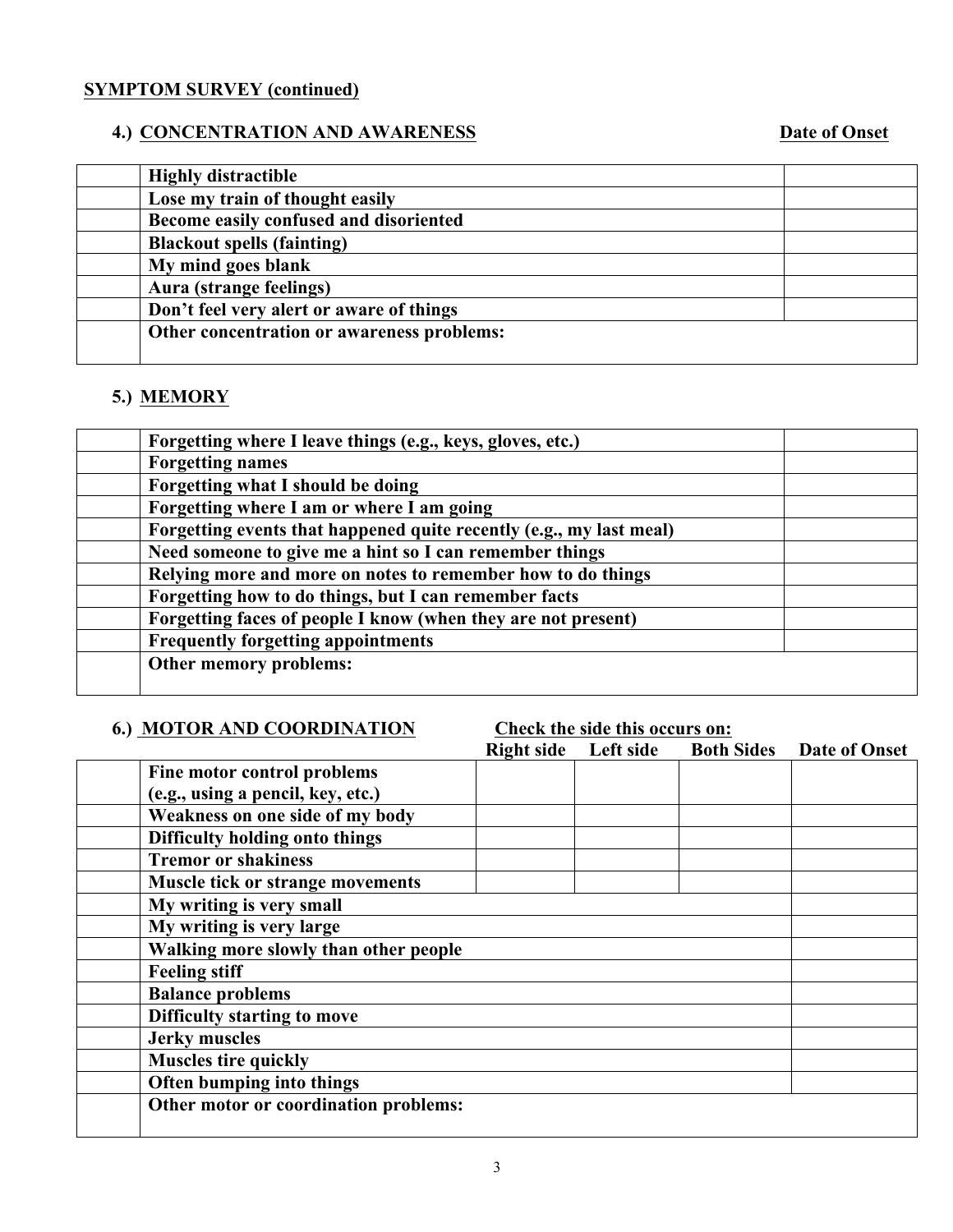**SYMPTOM SURVEY (continued)**

### 4.) CONCENTRATION AND AWARENESS

| | Symptom | Date of Onset |
|---|---|---|
| | Highly distractible | |
| | Lose my train of thought easily | |
| | Become easily confused and disoriented | |
| | Blackout spells (fainting) | |
| | My mind goes blank | |
| | Aura (strange feelings) | |
| | Don’t feel very alert or aware of things | |
| | Other concentration or awareness problems: | |

### 5.) MEMORY

| | Symptom | Date of Onset |
|---|---|---|
| | Forgetting where I leave things (e.g., keys, gloves, etc.) | |
| | Forgetting names | |
| | Forgetting what I should be doing | |
| | Forgetting where I am or where I am going | |
| | Forgetting events that happened quite recently (e.g., my last meal) | |
| | Need someone to give me a hint so I can remember things | |
| | Relying more and more on notes to remember how to do things | |
| | Forgetting how to do things, but I can remember facts | |
| | Forgetting faces of people I know (when they are not present) | |
| | Frequently forgetting appointments | |
| | Other memory problems: | |

### 6.) MOTOR AND COORDINATION

| | | Check the side this occurs on: | | | |
|---|---|---|---|---|---|
| | Symptom | Right side | Left side | Both Sides | Date of Onset |
| | Fine motor control problems (e.g., using a pencil, key, etc.) | | | | |
| | Weakness on one side of my body | | | | |
| | Difficulty holding onto things | | | | |
| | Tremor or shakiness | | | | |
| | Muscle tick or strange movements | | | | |
| | My writing is very small | | | | |
| | My writing is very large | | | | |
| | Walking more slowly than other people | | | | |
| | Feeling stiff | | | | |
| | Balance problems | | | | |
| | Difficulty starting to move | | | | |
| | Jerky muscles | | | | |
| | Muscles tire quickly | | | | |
| | Often bumping into things | | | | |
| | Other motor or coordination problems: | | | | |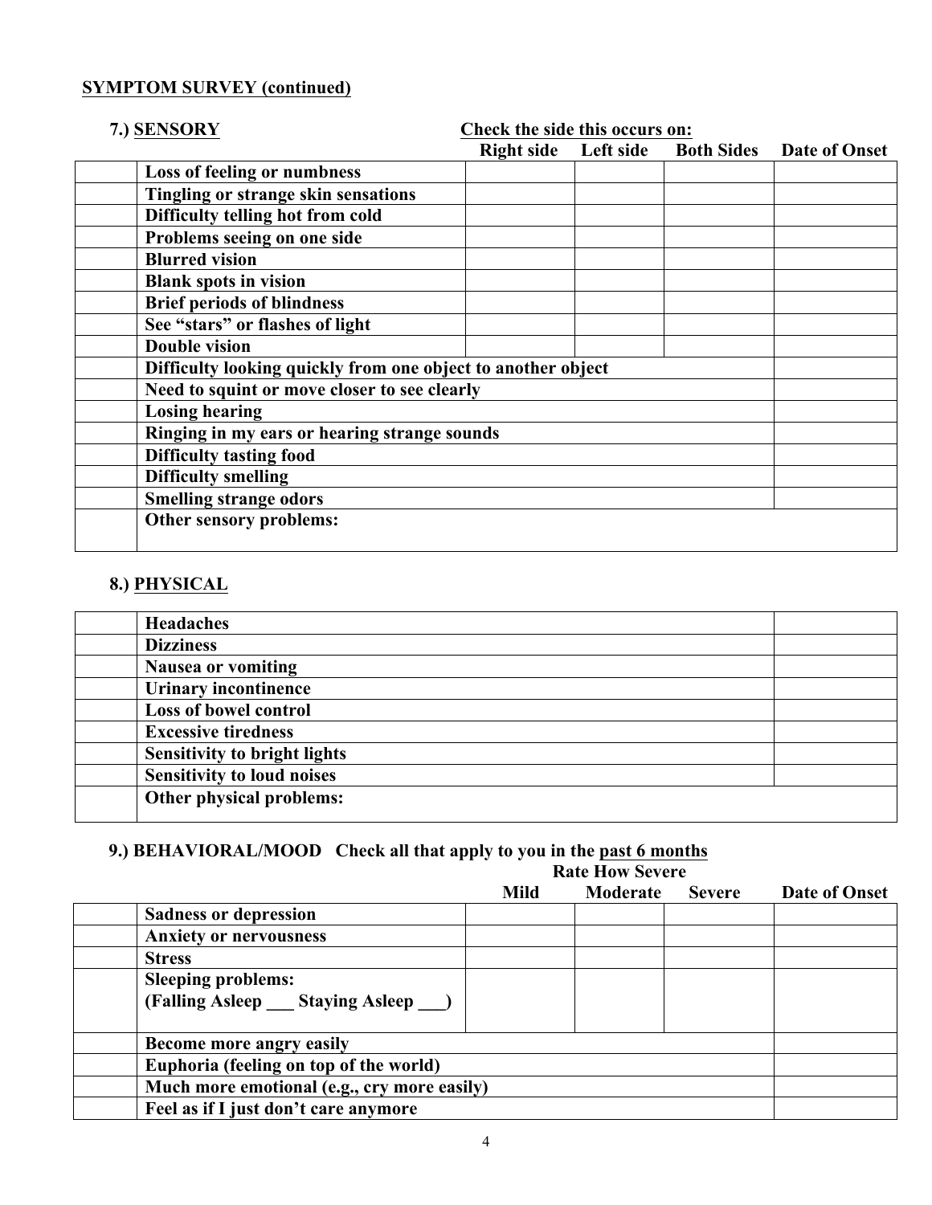## SYMPTOM SURVEY (continued)

### 7.) SENSORY

Check the side this occurs on:

| | | Right side | Left side | Both Sides | Date of Onset |
|---|---|---|---|---|---|
| | **Loss of feeling or numbness** | | | | |
| | **Tingling or strange skin sensations** | | | | |
| | **Difficulty telling hot from cold** | | | | |
| | **Problems seeing on one side** | | | | |
| | **Blurred vision** | | | | |
| | **Blank spots in vision** | | | | |
| | **Brief periods of blindness** | | | | |
| | **See "stars" or flashes of light** | | | | |
| | **Double vision** | | | | |
| | **Difficulty looking quickly from one object to another object** | | | | |
| | **Need to squint or move closer to see clearly** | | | | |
| | **Losing hearing** | | | | |
| | **Ringing in my ears or hearing strange sounds** | | | | |
| | **Difficulty tasting food** | | | | |
| | **Difficulty smelling** | | | | |
| | **Smelling strange odors** | | | | |
| | **Other sensory problems:** | | | | |

### 8.) PHYSICAL

| | | |
|---|---|---|
| | **Headaches** | |
| | **Dizziness** | |
| | **Nausea or vomiting** | |
| | **Urinary incontinence** | |
| | **Loss of bowel control** | |
| | **Excessive tiredness** | |
| | **Sensitivity to bright lights** | |
| | **Sensitivity to loud noises** | |
| | **Other physical problems:** | |

### 9.) BEHAVIORAL/MOOD Check all that apply to you in the past 6 months

Rate How Severe

| | | Mild | Moderate | Severe | Date of Onset |
|---|---|---|---|---|---|
| | **Sadness or depression** | | | | |
| | **Anxiety or nervousness** | | | | |
| | **Stress** | | | | |
| | **Sleeping problems: (Falling Asleep ___ Staying Asleep ___)** | | | | |
| | **Become more angry easily** | | | | |
| | **Euphoria (feeling on top of the world)** | | | | |
| | **Much more emotional (e.g., cry more easily)** | | | | |
| | **Feel as if I just don't care anymore** | | | | |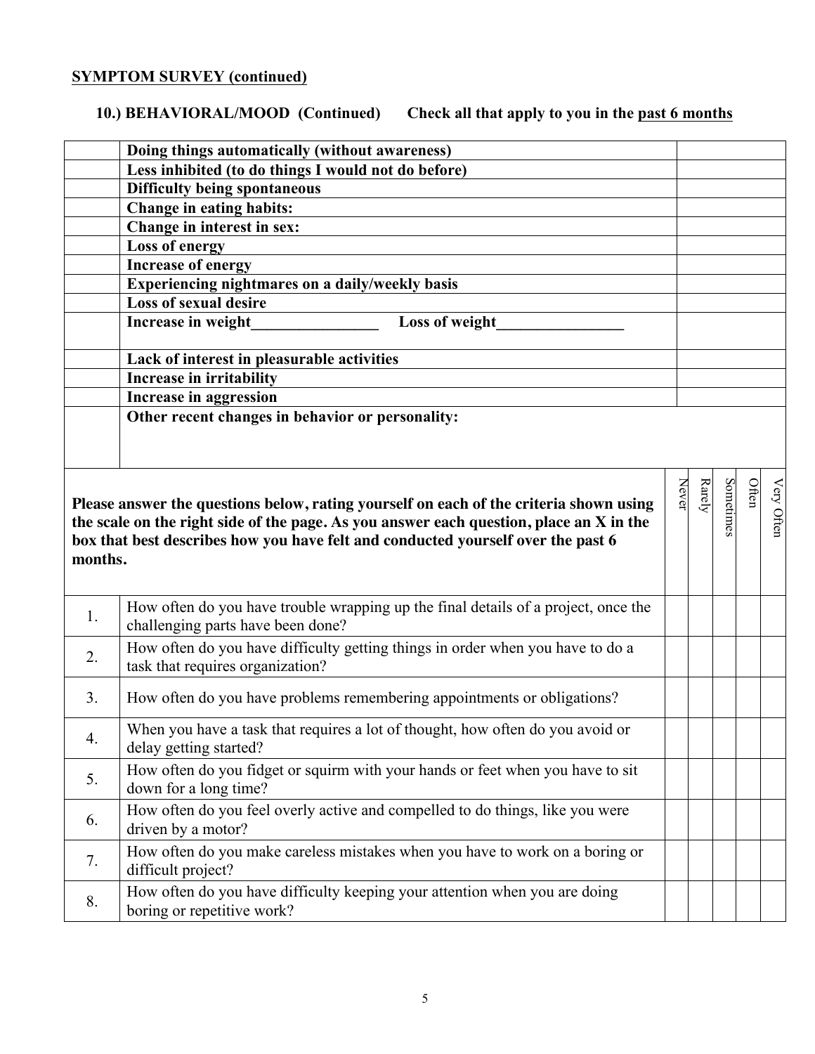**SYMPTOM SURVEY (continued)**

**10.) BEHAVIORAL/MOOD (Continued) Check all that apply to you in the past 6 months**

| | | |
|---|---|---|
| | **Doing things automatically (without awareness)** | |
| | **Less inhibited (to do things I would not do before)** | |
| | **Difficulty being spontaneous** | |
| | **Change in eating habits:** | |
| | **Change in interest in sex:** | |
| | **Loss of energy** | |
| | **Increase of energy** | |
| | **Experiencing nightmares on a daily/weekly basis** | |
| | **Loss of sexual desire** | |
| | **Increase in weight________________ Loss of weight________________** | |
| | **Lack of interest in pleasurable activities** | |
| | **Increase in irritability** | |
| | **Increase in aggression** | |
| | **Other recent changes in behavior or personality:** | |

**Please answer the questions below, rating yourself on each of the criteria shown using the scale on the right side of the page. As you answer each question, place an X in the box that best describes how you have felt and conducted yourself over the past 6 months.**

| | | Never | Rarely | Sometimes | Often | Very Often |
|---|---|---|---|---|---|---|
| 1. | How often do you have trouble wrapping up the final details of a project, once the challenging parts have been done? | | | | | |
| 2. | How often do you have difficulty getting things in order when you have to do a task that requires organization? | | | | | |
| 3. | How often do you have problems remembering appointments or obligations? | | | | | |
| 4. | When you have a task that requires a lot of thought, how often do you avoid or delay getting started? | | | | | |
| 5. | How often do you fidget or squirm with your hands or feet when you have to sit down for a long time? | | | | | |
| 6. | How often do you feel overly active and compelled to do things, like you were driven by a motor? | | | | | |
| 7. | How often do you make careless mistakes when you have to work on a boring or difficult project? | | | | | |
| 8. | How often do you have difficulty keeping your attention when you are doing boring or repetitive work? | | | | | |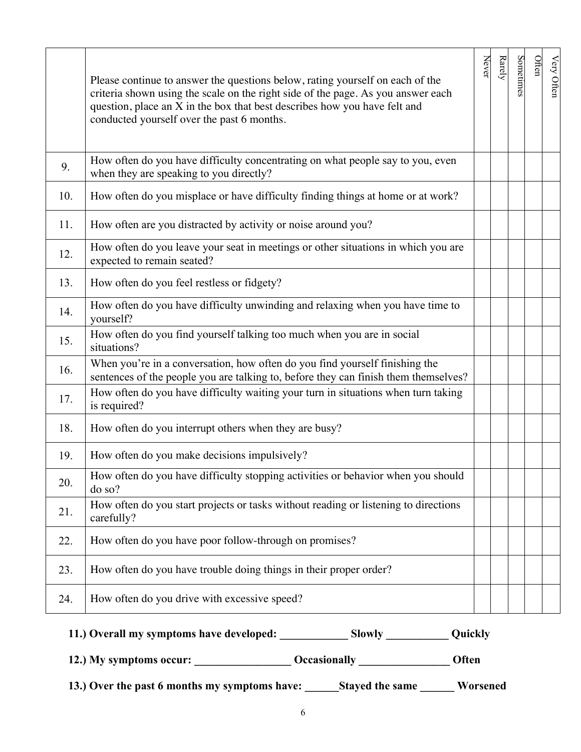| | Please continue to answer the questions below, rating yourself on each of the criteria shown using the scale on the right side of the page. As you answer each question, place an X in the box that best describes how you have felt and conducted yourself over the past 6 months. | Never | Rarely | Sometimes | Often | Very Often |
|---|---|---|---|---|---|---|
| 9. | How often do you have difficulty concentrating on what people say to you, even when they are speaking to you directly? | | | | | |
| 10. | How often do you misplace or have difficulty finding things at home or at work? | | | | | |
| 11. | How often are you distracted by activity or noise around you? | | | | | |
| 12. | How often do you leave your seat in meetings or other situations in which you are expected to remain seated? | | | | | |
| 13. | How often do you feel restless or fidgety? | | | | | |
| 14. | How often do you have difficulty unwinding and relaxing when you have time to yourself? | | | | | |
| 15. | How often do you find yourself talking too much when you are in social situations? | | | | | |
| 16. | When you're in a conversation, how often do you find yourself finishing the sentences of the people you are talking to, before they can finish them themselves? | | | | | |
| 17. | How often do you have difficulty waiting your turn in situations when turn taking is required? | | | | | |
| 18. | How often do you interrupt others when they are busy? | | | | | |
| 19. | How often do you make decisions impulsively? | | | | | |
| 20. | How often do you have difficulty stopping activities or behavior when you should do so? | | | | | |
| 21. | How often do you start projects or tasks without reading or listening to directions carefully? | | | | | |
| 22. | How often do you have poor follow-through on promises? | | | | | |
| 23. | How often do you have trouble doing things in their proper order? | | | | | |
| 24. | How often do you drive with excessive speed? | | | | | |

**11.) Overall my symptoms have developed: ____________ Slowly ___________ Quickly**

**12.) My symptoms occur: _________________ Occasionally ________________ Often**

**13.) Over the past 6 months my symptoms have: ______Stayed the same ______ Worsened**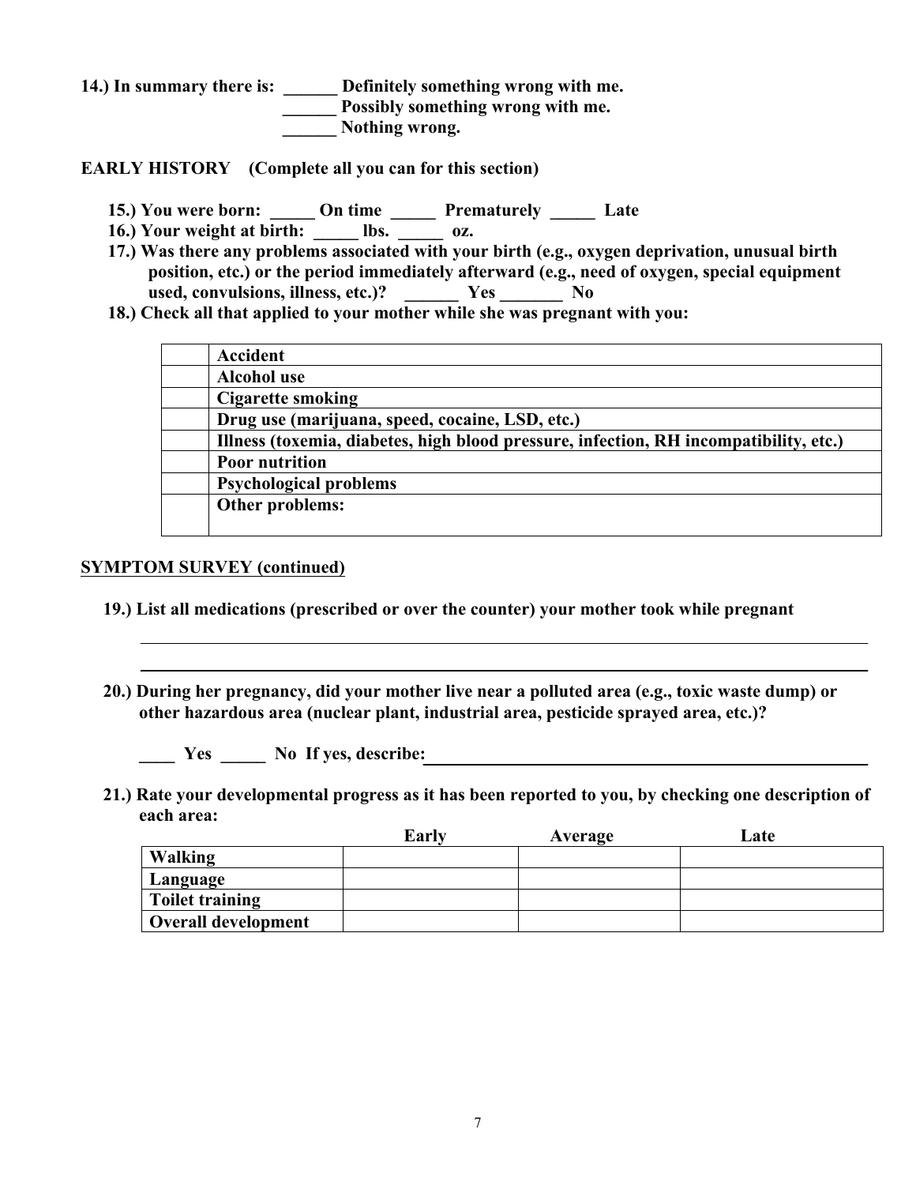**14.) In summary there is: ______ Definitely something wrong with me.**
**______ Possibly something wrong with me.**
**______ Nothing wrong.**

**EARLY HISTORY (Complete all you can for this section)**

**15.) You were born: _____ On time _____ Prematurely _____ Late**

**16.) Your weight at birth: _____ lbs. _____ oz.**

**17.) Was there any problems associated with your birth (e.g., oxygen deprivation, unusual birth position, etc.) or the period immediately afterward (e.g., need of oxygen, special equipment used, convulsions, illness, etc.)? ______ Yes _______ No**

**18.) Check all that applied to your mother while she was pregnant with you:**

| | |
|---|---|
| | **Accident** |
| | **Alcohol use** |
| | **Cigarette smoking** |
| | **Drug use (marijuana, speed, cocaine, LSD, etc.)** |
| | **Illness (toxemia, diabetes, high blood pressure, infection, RH incompatibility, etc.)** |
| | **Poor nutrition** |
| | **Psychological problems** |
| | **Other problems:** |

**SYMPTOM SURVEY (continued)**

**19.) List all medications (prescribed or over the counter) your mother took while pregnant**

______________________________________________________________________________

______________________________________________________________________________

**20.) During her pregnancy, did your mother live near a polluted area (e.g., toxic waste dump) or other hazardous area (nuclear plant, industrial area, pesticide sprayed area, etc.)?**

**____ Yes _____ No If yes, describe:**______________________________________________

**21.) Rate your developmental progress as it has been reported to you, by checking one description of each area:**

| | **Early** | **Average** | **Late** |
|---|---|---|---|
| **Walking** | | | |
| **Language** | | | |
| **Toilet training** | | | |
| **Overall development** | | | |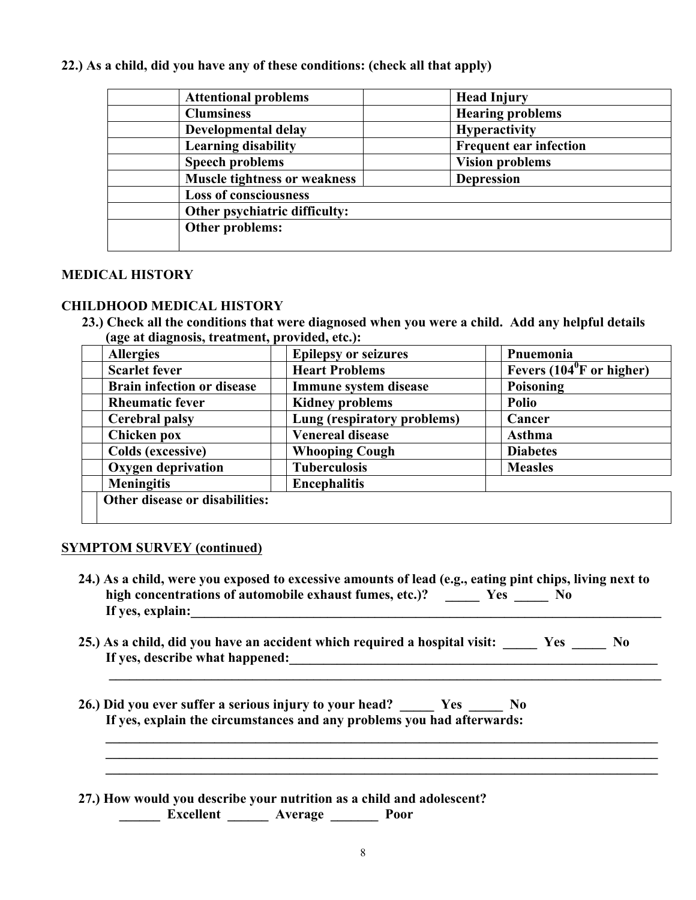**22.) As a child, did you have any of these conditions: (check all that apply)**

| | Attentional problems | | Head Injury |
|---|---|---|---|
| | Clumsiness | | Hearing problems |
| | Developmental delay | | Hyperactivity |
| | Learning disability | | Frequent ear infection |
| | Speech problems | | Vision problems |
| | Muscle tightness or weakness | | Depression |
| | Loss of consciousness | | |
| | Other psychiatric difficulty: | | |
| | Other problems: | | |

## MEDICAL HISTORY

### CHILDHOOD MEDICAL HISTORY

**23.) Check all the conditions that were diagnosed when you were a child. Add any helpful details (age at diagnosis, treatment, provided, etc.):**

| | Allergies | | Epilepsy or seizures | | Pnuemonia |
|---|---|---|---|---|---|
| | Scarlet fever | | Heart Problems | | Fevers ($104^0$F or higher) |
| | Brain infection or disease | | Immune system disease | | Poisoning |
| | Rheumatic fever | | Kidney problems | | Polio |
| | Cerebral palsy | | Lung (respiratory problems) | | Cancer |
| | Chicken pox | | Venereal disease | | Asthma |
| | Colds (excessive) | | Whooping Cough | | Diabetes |
| | Oxygen deprivation | | Tuberculosis | | Measles |
| | Meningitis | | Encephalitis | | |
| | Other disease or disabilities: | | | | |

## SYMPTOM SURVEY (continued)

**24.) As a child, were you exposed to excessive amounts of lead (e.g., eating pint chips, living next to high concentrations of automobile exhaust fumes, etc.)? _____ Yes _____ No**
**If yes, explain:___________________________________________________________________________**

**25.) As a child, did you have an accident which required a hospital visit: _____ Yes _____ No**
**If yes, describe what happened:__________________________________________________________**
**_____________________________________________________________________________________**

**26.) Did you ever suffer a serious injury to your head? _____ Yes _____ No**
**If yes, explain the circumstances and any problems you had afterwards:**
**_____________________________________________________________________________________**
**_____________________________________________________________________________________**
**_____________________________________________________________________________________**

**27.) How would you describe your nutrition as a child and adolescent?**
**______ Excellent ______ Average _______ Poor**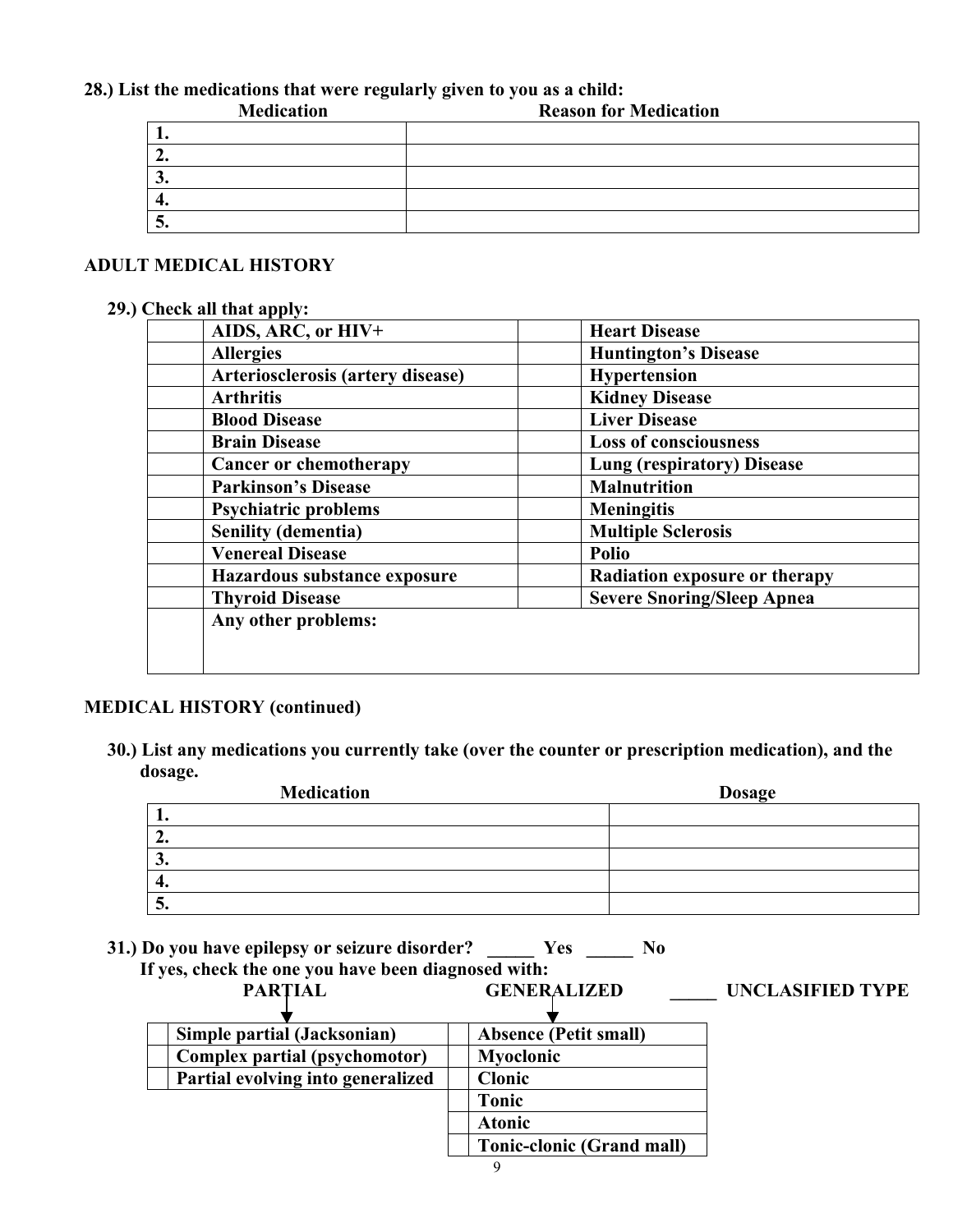**28.) List the medications that were regularly given to you as a child:**

| Medication | Reason for Medication |
|---|---|
| 1. | |
| 2. | |
| 3. | |
| 4. | |
| 5. | |

## ADULT MEDICAL HISTORY

**29.) Check all that apply:**

| | | | |
|---|---|---|---|
| | **AIDS, ARC, or HIV+** | | **Heart Disease** |
| | **Allergies** | | **Huntington's Disease** |
| | **Arteriosclerosis (artery disease)** | | **Hypertension** |
| | **Arthritis** | | **Kidney Disease** |
| | **Blood Disease** | | **Liver Disease** |
| | **Brain Disease** | | **Loss of consciousness** |
| | **Cancer or chemotherapy** | | **Lung (respiratory) Disease** |
| | **Parkinson's Disease** | | **Malnutrition** |
| | **Psychiatric problems** | | **Meningitis** |
| | **Senility (dementia)** | | **Multiple Sclerosis** |
| | **Venereal Disease** | | **Polio** |
| | **Hazardous substance exposure** | | **Radiation exposure or therapy** |
| | **Thyroid Disease** | | **Severe Snoring/Sleep Apnea** |
| | **Any other problems:** | | |

## MEDICAL HISTORY (continued)

**30.) List any medications you currently take (over the counter or prescription medication), and the dosage.**

| Medication | Dosage |
|---|---|
| 1. | |
| 2. | |
| 3. | |
| 4. | |
| 5. | |

**31.) Do you have epilepsy or seizure disorder? _____ Yes _____ No**
**If yes, check the one you have been diagnosed with:**

**PARTIAL** | **GENERALIZED** | **_____ UNCLASIFIED TYPE**

| | PARTIAL | | GENERALIZED |
|---|---|---|---|
| | **Simple partial (Jacksonian)** | | **Absence (Petit small)** |
| | **Complex partial (psychomotor)** | | **Myoclonic** |
| | **Partial evolving into generalized** | | **Clonic** |
| | | | **Tonic** |
| | | | **Atonic** |
| | | | **Tonic-clonic (Grand mall)** |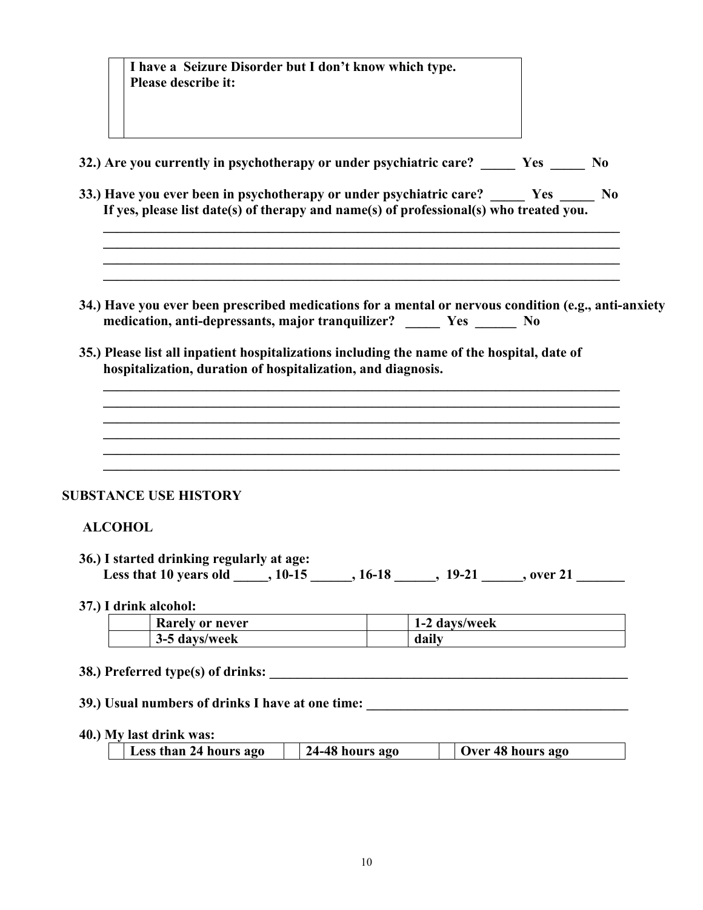| | **I have a Seizure Disorder but I don't know which type.**<br>**Please describe it:** |
|---|---|

**32.) Are you currently in psychotherapy or under psychiatric care? _____ Yes _____ No**

**33.) Have you ever been in psychotherapy or under psychiatric care? _____ Yes _____ No**
**If yes, please list date(s) of therapy and name(s) of professional(s) who treated you.**

________________________________________________________________________________
________________________________________________________________________________
________________________________________________________________________________
________________________________________________________________________________

**34.) Have you ever been prescribed medications for a mental or nervous condition (e.g., anti-anxiety medication, anti-depressants, major tranquilizer? _____ Yes ______ No**

**35.) Please list all inpatient hospitalizations including the name of the hospital, date of hospitalization, duration of hospitalization, and diagnosis.**

________________________________________________________________________________
________________________________________________________________________________
________________________________________________________________________________
________________________________________________________________________________
________________________________________________________________________________
________________________________________________________________________________

## SUBSTANCE USE HISTORY

### ALCOHOL

**36.) I started drinking regularly at age:**
**Less that 10 years old _____, 10-15 ______, 16-18 ______, 19-21 ______, over 21 _______**

**37.) I drink alcohol:**

| | **Rarely or never** | | **1-2 days/week** |
|---|---|---|---|
| | **3-5 days/week** | | **daily** |

**38.) Preferred type(s) of drinks: _______________________________________________________**

**39.) Usual numbers of drinks I have at one time: _____________________________________**

**40.) My last drink was:**

| | **Less than 24 hours ago** | | **24-48 hours ago** | | **Over 48 hours ago** |
|---|---|---|---|---|---|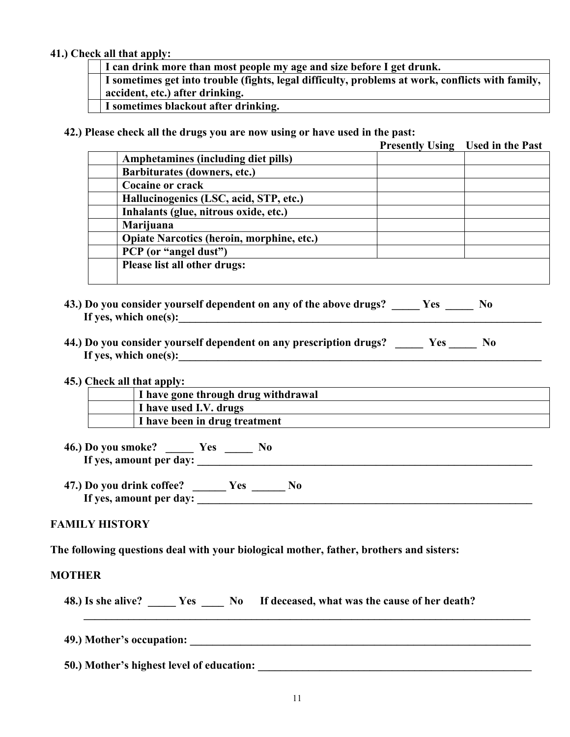**41.) Check all that apply:**

| | |
|---|---|
| | **I can drink more than most people my age and size before I get drunk.** |
| | **I sometimes get into trouble (fights, legal difficulty, problems at work, conflicts with family, accident, etc.) after drinking.** |
| | **I sometimes blackout after drinking.** |

**42.) Please check all the drugs you are now using or have used in the past:**

| | | **Presently Using** | **Used in the Past** |
|---|---|---|---|
| | **Amphetamines (including diet pills)** | | |
| | **Barbiturates (downers, etc.)** | | |
| | **Cocaine or crack** | | |
| | **Hallucinogenics (LSC, acid, STP, etc.)** | | |
| | **Inhalants (glue, nitrous oxide, etc.)** | | |
| | **Marijuana** | | |
| | **Opiate Narcotics (heroin, morphine, etc.)** | | |
| | **PCP (or "angel dust")** | | |
| | **Please list all other drugs:** | | |

**43.) Do you consider yourself dependent on any of the above drugs? _____ Yes _____ No**
**If yes, which one(s):________________________________________________________________________**

**44.) Do you consider yourself dependent on any prescription drugs? _____ Yes _____ No**
**If yes, which one(s):________________________________________________________________________**

**45.) Check all that apply:**

| | |
|---|---|
| | **I have gone through drug withdrawal** |
| | **I have used I.V. drugs** |
| | **I have been in drug treatment** |

**46.) Do you smoke? _____ Yes _____ No**
**If yes, amount per day: ________________________________________________________________**

**47.) Do you drink coffee? ______ Yes ______ No**
**If yes, amount per day: ________________________________________________________________**

## FAMILY HISTORY

**The following questions deal with your biological mother, father, brothers and sisters:**

### MOTHER

**48.) Is she alive? _____ Yes ____ No If deceased, what was the cause of her death?**
**________________________________________________________________________________**

**49.) Mother's occupation: ________________________________________________________________**

**50.) Mother's highest level of education: ______________________________________________________**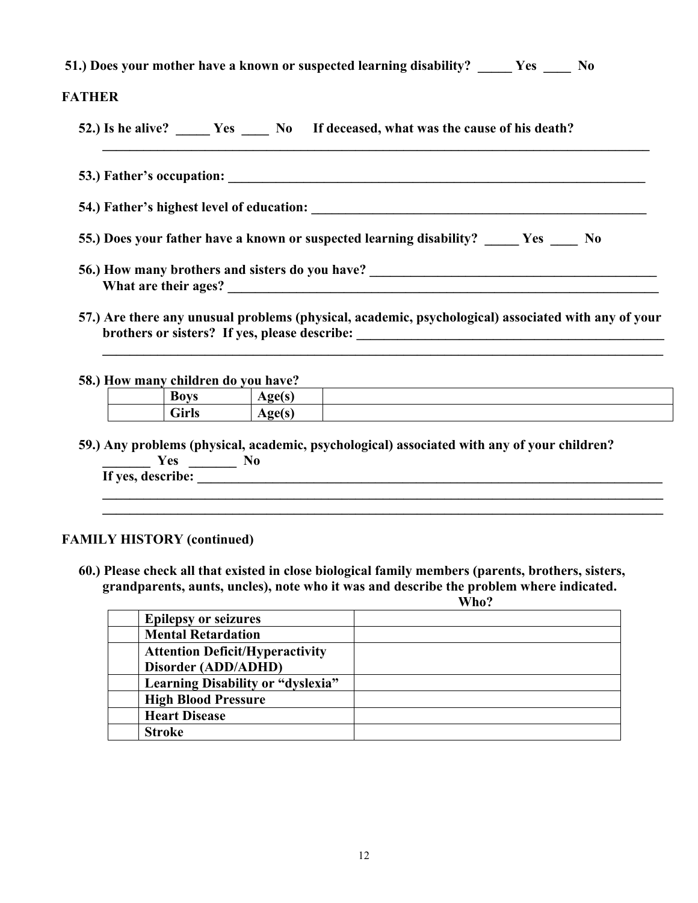**51.) Does your mother have a known or suspected learning disability? _____ Yes ____ No**

## FATHER

**52.) Is he alive? _____ Yes ____ No If deceased, what was the cause of his death?**
______________________________________________________________________________

**53.) Father's occupation: _______________________________________________________________**

**54.) Father's highest level of education: ___________________________________________________**

**55.) Does your father have a known or suspected learning disability? _____ Yes ____ No**

**56.) How many brothers and sisters do you have? ___________________________________________**
**What are their ages? _________________________________________________________________**

**57.) Are there any unusual problems (physical, academic, psychological) associated with any of your brothers or sisters? If yes, please describe: _______________________________________________**
______________________________________________________________________________

**58.) How many children do you have?**

| | Boys | Age(s) | |
|---|---|---|---|
| | **Girls** | **Age(s)** | |

**59.) Any problems (physical, academic, psychological) associated with any of your children?**
**_______ Yes _______ No**
**If yes, describe: _____________________________________________________________________**
______________________________________________________________________________
______________________________________________________________________________

## FAMILY HISTORY (continued)

**60.) Please check all that existed in close biological family members (parents, brothers, sisters, grandparents, aunts, uncles), note who it was and describe the problem where indicated.**

| | | Who? |
|---|---|---|
| | **Epilepsy or seizures** | |
| | **Mental Retardation** | |
| | **Attention Deficit/Hyperactivity Disorder (ADD/ADHD)** | |
| | **Learning Disability or "dyslexia"** | |
| | **High Blood Pressure** | |
| | **Heart Disease** | |
| | **Stroke** | |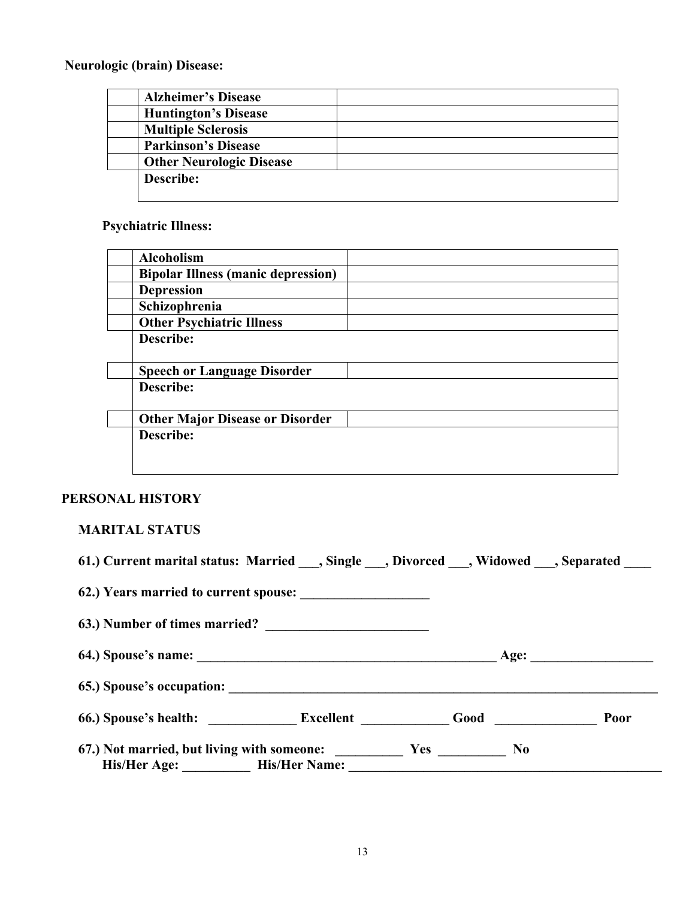**Neurologic (brain) Disease:**

| | | |
|---|---|---|
| | **Alzheimer's Disease** | |
| | **Huntington's Disease** | |
| | **Multiple Sclerosis** | |
| | **Parkinson's Disease** | |
| | **Other Neurologic Disease** | |
| | **Describe:** | |

**Psychiatric Illness:**

| | | |
|---|---|---|
| | **Alcoholism** | |
| | **Bipolar Illness (manic depression)** | |
| | **Depression** | |
| | **Schizophrenia** | |
| | **Other Psychiatric Illness** | |
| | **Describe:** | |
| | **Speech or Language Disorder** | |
| | **Describe:** | |
| | **Other Major Disease or Disorder** | |
| | **Describe:** | |

## PERSONAL HISTORY

### MARITAL STATUS

**61.) Current marital status: Married ___, Single ___, Divorced ___, Widowed ___, Separated ____**

**62.) Years married to current spouse: ___________________**

**63.) Number of times married? ________________________**

**64.) Spouse's name: _____________________________________________ Age: __________________**

**65.) Spouse's occupation: _________________________________________________________________**

**66.) Spouse's health: _____________ Excellent _____________ Good _______________ Poor**

**67.) Not married, but living with someone: __________ Yes __________ No**
**His/Her Age: __________ His/Her Name: ________________________________________________**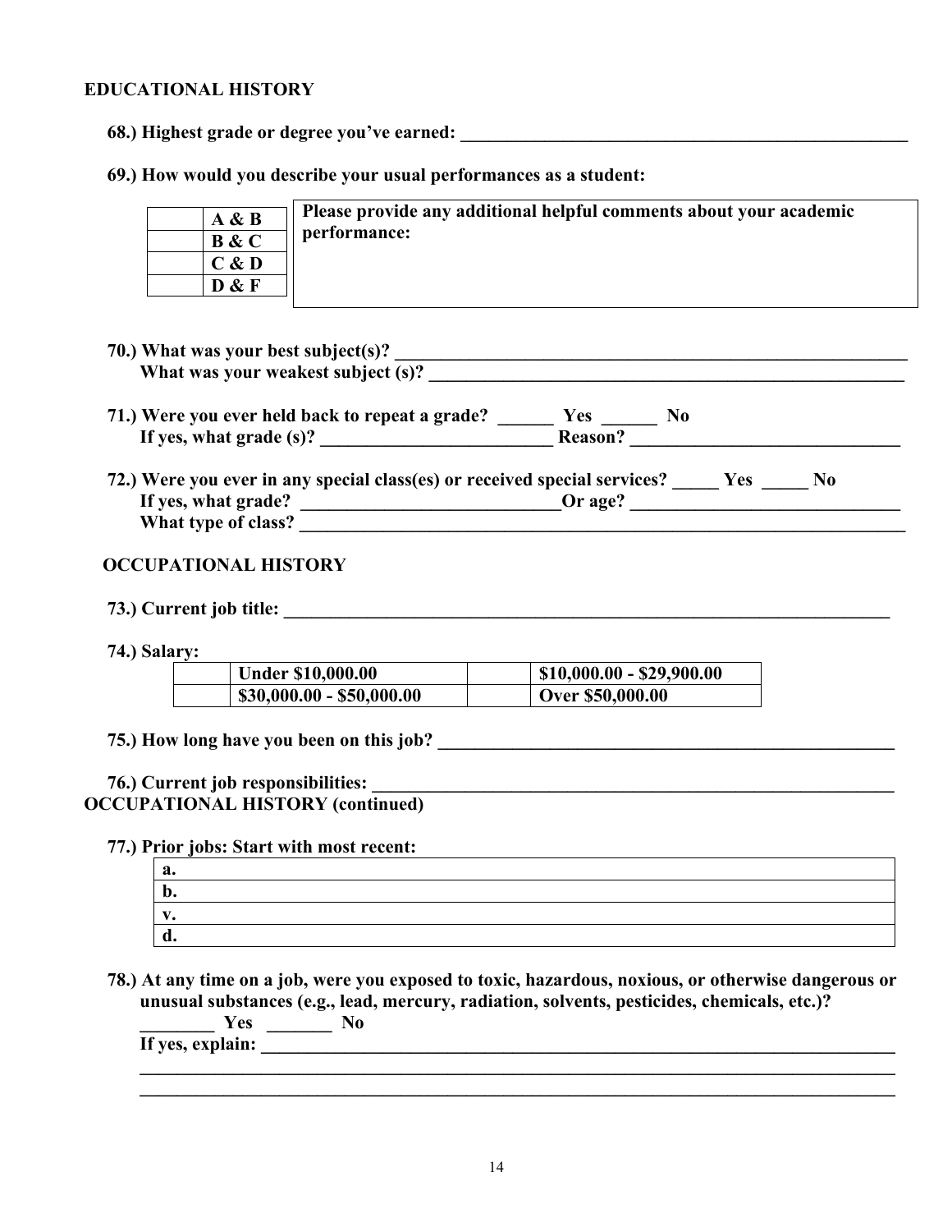## EDUCATIONAL HISTORY

**68.) Highest grade or degree you've earned: ___________________________________________________**

**69.) How would you describe your usual performances as a student:**

| | |
|---|---|
| | **A & B** |
| | **B & C** |
| | **C & D** |
| | **D & F** |

**Please provide any additional helpful comments about your academic performance:**

**70.) What was your best subject(s)? _______________________________________________________**
**What was your weakest subject (s)? __________________________________________________**

**71.) Were you ever held back to repeat a grade? ______ Yes ______ No**
**If yes, what grade (s)? _________________________ Reason? _____________________________**

**72.) Were you ever in any special class(es) or received special services? _____ Yes _____ No**
**If yes, what grade? ____________________________Or age? ______________________________**
**What type of class? _______________________________________________________________**

## OCCUPATIONAL HISTORY

**73.) Current job title: ______________________________________________________________**

**74.) Salary:**

| | | | |
|---|---|---|---|
| | **Under $10,000.00** | | **$10,000.00 - $29,900.00** |
| | **$30,000.00 - $50,000.00** | | **Over $50,000.00** |

**75.) How long have you been on this job? _______________________________________________**

**76.) Current job responsibilities: _____________________________________________________**

## OCCUPATIONAL HISTORY (continued)

**77.) Prior jobs: Start with most recent:**

| |
|---|
| **a.** |
| **b.** |
| **v.** |
| **d.** |

**78.) At any time on a job, were you exposed to toxic, hazardous, noxious, or otherwise dangerous or unusual substances (e.g., lead, mercury, radiation, solvents, pesticides, chemicals, etc.)?**
**________ Yes _______ No**
**If yes, explain: _________________________________________________________________**
**______________________________________________________________________________**
**______________________________________________________________________________**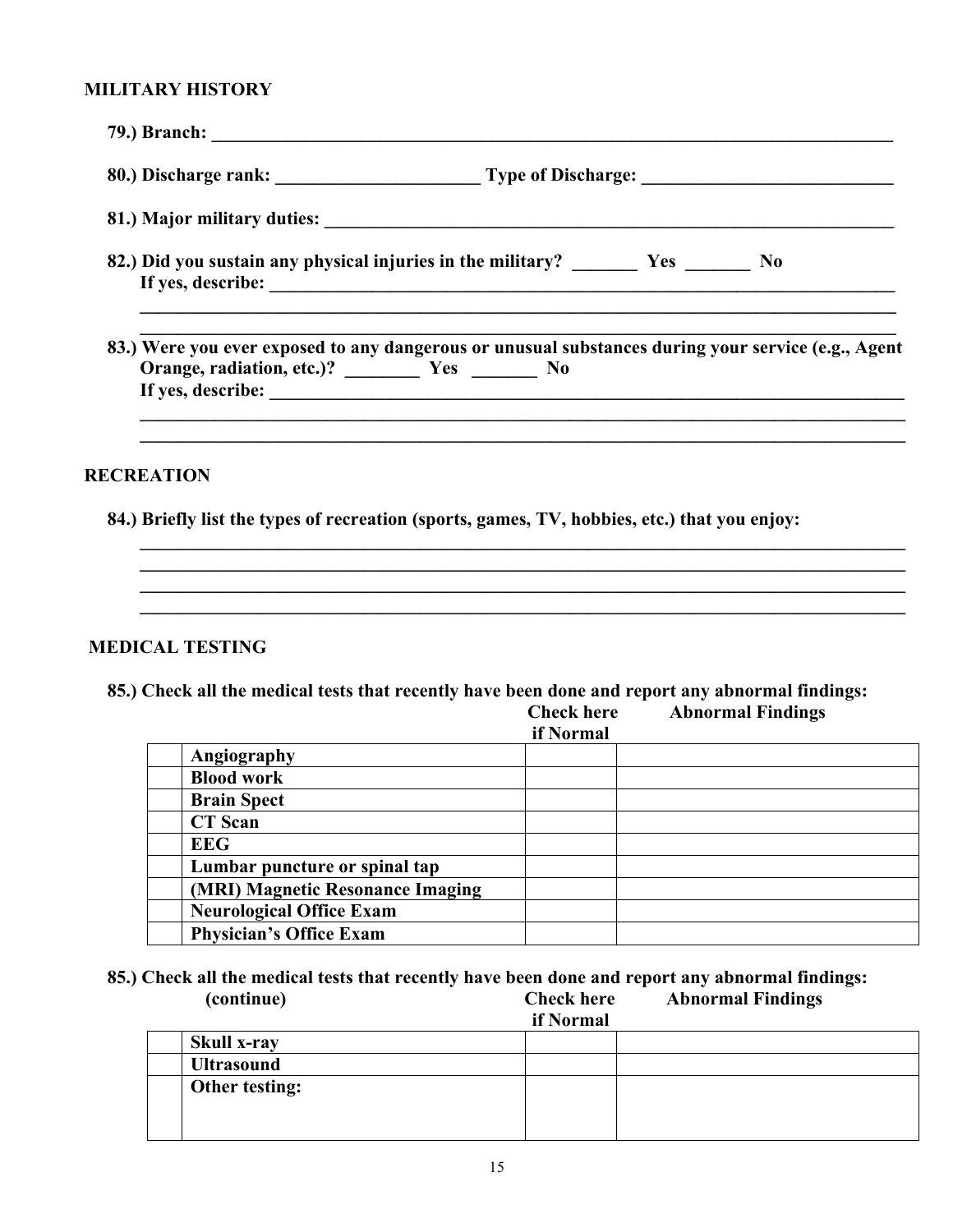## MILITARY HISTORY

79.) Branch: ____________________________________________________________________________

80.) Discharge rank: ______________________ Type of Discharge: ___________________________

81.) Major military duties: _________________________________________________________________

82.) Did you sustain any physical injuries in the military? _______ Yes _______ No
If yes, describe: ____________________________________________________________________________
______________________________________________________________________________________
______________________________________________________________________________________

83.) Were you ever exposed to any dangerous or unusual substances during your service (e.g., Agent Orange, radiation, etc.)? ________ Yes _______ No
If yes, describe: ____________________________________________________________________________
______________________________________________________________________________________
______________________________________________________________________________________

## RECREATION

84.) Briefly list the types of recreation (sports, games, TV, hobbies, etc.) that you enjoy:
______________________________________________________________________________________
______________________________________________________________________________________
______________________________________________________________________________________
______________________________________________________________________________________

## MEDICAL TESTING

85.) Check all the medical tests that recently have been done and report any abnormal findings:

| | | Check here if Normal | Abnormal Findings |
|---|---|---|---|
| | Angiography | | |
| | Blood work | | |
| | Brain Spect | | |
| | CT Scan | | |
| | EEG | | |
| | Lumbar puncture or spinal tap | | |
| | (MRI) Magnetic Resonance Imaging | | |
| | Neurological Office Exam | | |
| | Physician's Office Exam | | |

85.) Check all the medical tests that recently have been done and report any abnormal findings: (continue)

| | | Check here if Normal | Abnormal Findings |
|---|---|---|---|
| | Skull x-ray | | |
| | Ultrasound | | |
| | Other testing: | | |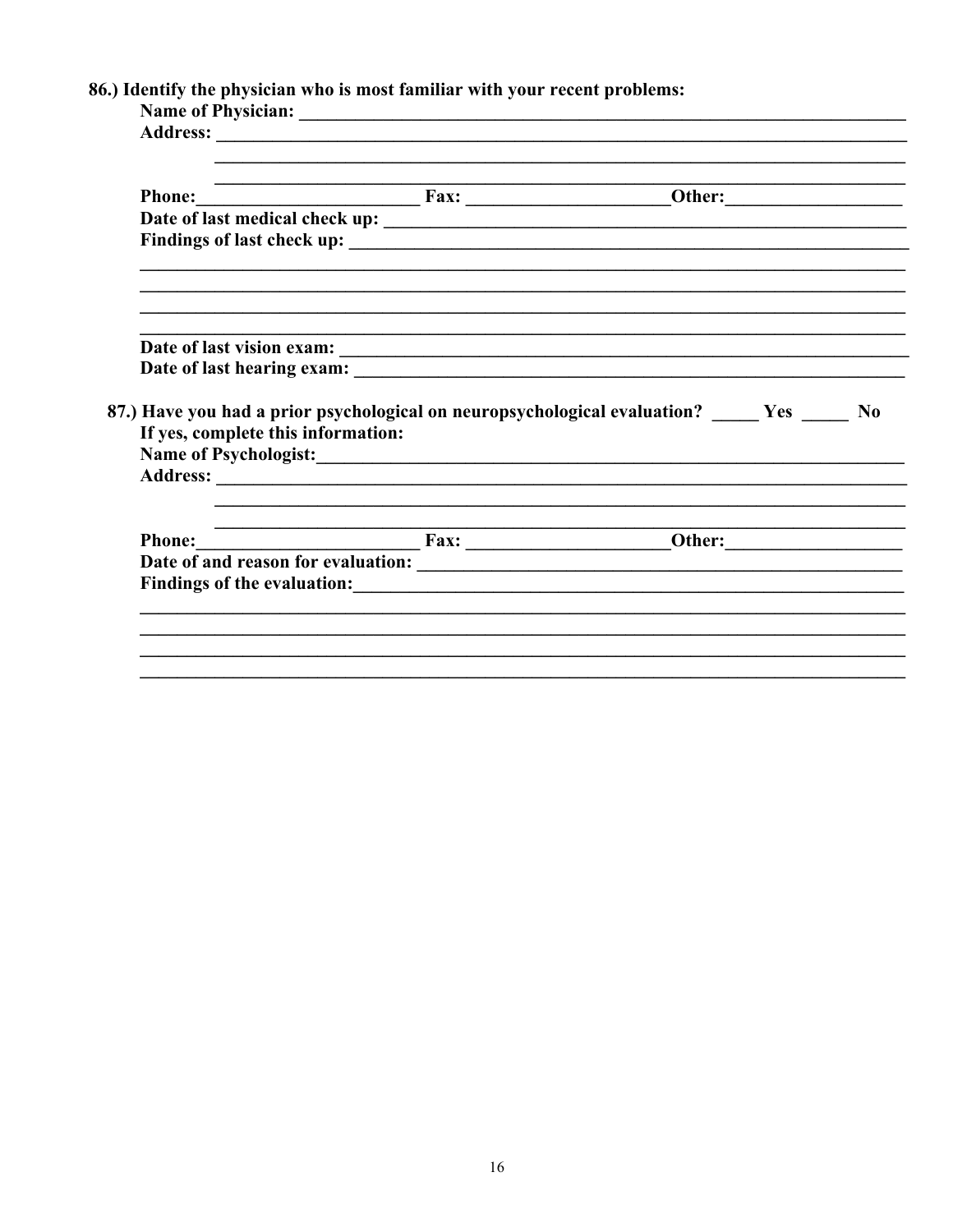**86.) Identify the physician who is most familiar with your recent problems:**

**Name of Physician: ______________________________________________________________**

**Address: ______________________________________________________________________**

**______________________________________________________________________________**

**______________________________________________________________________________**

**Phone:_______________________ Fax: _____________________Other:__________________**

**Date of last medical check up: _________________________________________________**

**Findings of last check up: _____________________________________________________**

**______________________________________________________________________________**

**______________________________________________________________________________**

**______________________________________________________________________________**

**______________________________________________________________________________**

**Date of last vision exam: ______________________________________________________**

**Date of last hearing exam: _____________________________________________________**

**87.) Have you had a prior psychological on neuropsychological evaluation? _____ Yes _____ No**

**If yes, complete this information:**

**Name of Psychologist:__________________________________________________________**

**Address: ______________________________________________________________________**

**______________________________________________________________________________**

**______________________________________________________________________________**

**Phone:_______________________ Fax: _____________________Other:__________________**

**Date of and reason for evaluation: _____________________________________________**

**Findings of the evaluation:_____________________________________________________**

**______________________________________________________________________________**

**______________________________________________________________________________**

**______________________________________________________________________________**

**______________________________________________________________________________**